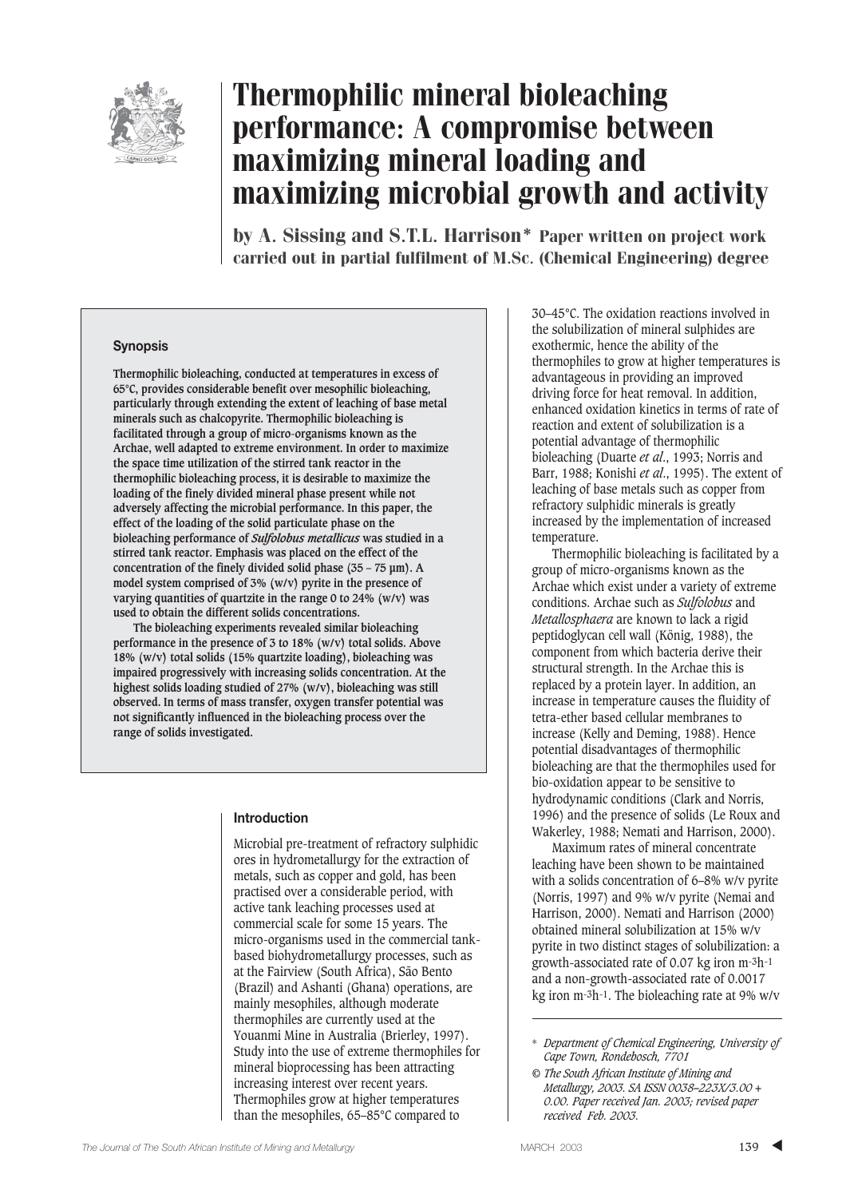# Thermophilic mineral bioleaching performance: A compromise between maximizing mineral loading and maximizing microbial growth and activity

**by A. Sissing and S.T.L. Harrison*** **Paper written on project work carried out in partial fulfilment of M.Sc. (Chemical Engineering) degree**

### Synopsis

**Thermophilic bioleaching, conducted at temperatures in excess of 65°C, provides considerable benefit over mesophilic bioleaching, particularly through extending the extent of leaching of base metal minerals such as chalcopyrite. Thermophilic bioleaching is facilitated through a group of micro-organisms known as the Archae, well adapted to extreme environment. In order to maximize the space time utilization of the stirred tank reactor in the thermophilic bioleaching process, it is desirable to maximize the loading of the finely divided mineral phase present while not adversely affecting the microbial performance. In this paper, the effect of the loading of the solid particulate phase on the bioleaching performance of *Sulfolobus metallicus* was studied in a stirred tank reactor. Emphasis was placed on the effect of the concentration of the finely divided solid phase (35 – 75 μm). A model system comprised of 3% (w/v) pyrite in the presence of varying quantities of quartzite in the range 0 to 24% (w/v) was used to obtain the different solids concentrations.**

**The bioleaching experiments revealed similar bioleaching performance in the presence of 3 to 18% (w/v) total solids. Above 18% (w/v) total solids (15% quartzite loading), bioleaching was impaired progressively with increasing solids concentration. At the highest solids loading studied of 27% (w/v), bioleaching was still observed. In terms of mass transfer, oxygen transfer potential was not significantly influenced in the bioleaching process over the range of solids investigated.**

### Introduction

Microbial pre-treatment of refractory sulphidic ores in hydrometallurgy for the extraction of metals, such as copper and gold, has been practised over a considerable period, with active tank leaching processes used at commercial scale for some 15 years. The micro-organisms used in the commercial tank-based biohydrometallurgy processes, such as at the Fairview (South Africa), São Bento (Brazil) and Ashanti (Ghana) operations, are mainly mesophiles, although moderate thermophiles are currently used at the Youanmi Mine in Australia (Brierley, 1997). Study into the use of extreme thermophiles for mineral bioprocessing has been attracting increasing interest over recent years. Thermophiles grow at higher temperatures than the mesophiles, 65–85°C compared to 30–45°C. The oxidation reactions involved in the solubilization of mineral sulphides are exothermic, hence the ability of the thermophiles to grow at higher temperatures is advantageous in providing an improved driving force for heat removal. In addition, enhanced oxidation kinetics in terms of rate of reaction and extent of solubilization is a potential advantage of thermophilic bioleaching (Duarte *et al*., 1993; Norris and Barr, 1988; Konishi *et al*., 1995). The extent of leaching of base metals such as copper from refractory sulphidic minerals is greatly increased by the implementation of increased temperature.

Thermophilic bioleaching is facilitated by a group of micro-organisms known as the Archae which exist under a variety of extreme conditions. Archae such as *Sulfolobus* and *Metallosphaera* are known to lack a rigid peptidoglycan cell wall (König, 1988), the component from which bacteria derive their structural strength. In the Archae this is replaced by a protein layer. In addition, an increase in temperature causes the fluidity of tetra-ether based cellular membranes to increase (Kelly and Deming, 1988). Hence potential disadvantages of thermophilic bioleaching are that the thermophiles used for bio-oxidation appear to be sensitive to hydrodynamic conditions (Clark and Norris, 1996) and the presence of solids (Le Roux and Wakerley, 1988; Nemati and Harrison, 2000).

Maximum rates of mineral concentrate leaching have been shown to be maintained with a solids concentration of 6–8% w/v pyrite (Norris, 1997) and 9% w/v pyrite (Nemai and Harrison, 2000). Nemati and Harrison (2000) obtained mineral solubilization at 15% w/v pyrite in two distinct stages of solubilization: a growth-associated rate of 0.07 kg iron $m^{-3}h^{-1}$ and a non-growth-associated rate of 0.0017 kg iron $m^{-3}h^{-1}$. The bioleaching rate at 9% w/v

\* *Department of Chemical Engineering, University of Cape Town, Rondebosch, 7701*

© *The South African Institute of Mining and Metallurgy, 2003. SA ISSN 0038–223X/3.00 + 0.00. Paper received Jan. 2003; revised paper received Feb. 2003.*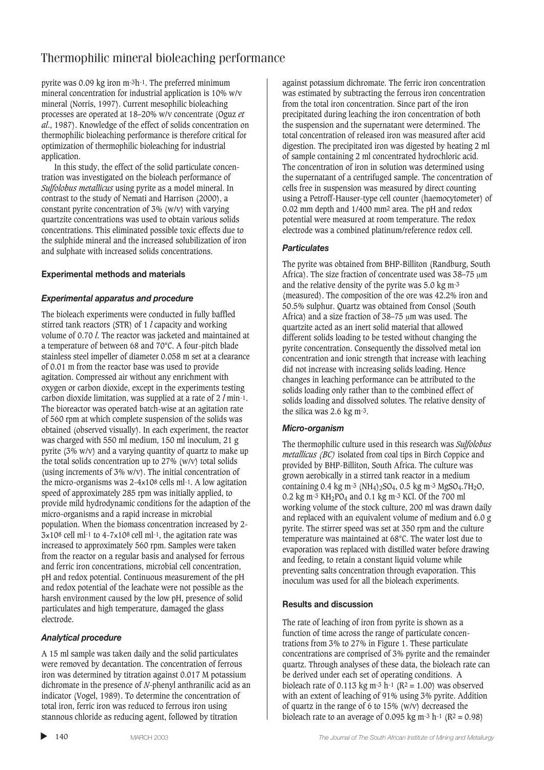pyrite was 0.09 kg iron $m^{-3}h^{-1}$. The preferred minimum mineral concentration for industrial application is 10% w/v mineral (Norris, 1997). Current mesophilic bioleaching processes are operated at 18–20% w/v concentrate (Oguz *et al*., 1987). Knowledge of the effect of solids concentration on thermophilic bioleaching performance is therefore critical for optimization of thermophilic bioleaching for industrial application.

In this study, the effect of the solid particulate concentration was investigated on the bioleach performance of *Sulfolobus metallicus* using pyrite as a model mineral. In contrast to the study of Nemati and Harrison (2000), a constant pyrite concentration of 3% (w/v) with varying quartzite concentrations was used to obtain various solids concentrations. This eliminated possible toxic effects due to the sulphide mineral and the increased solubilization of iron and sulphate with increased solids concentrations.

### Experimental methods and materials

#### *Experimental apparatus and procedure*

The bioleach experiments were conducted in fully baffled stirred tank reactors (STR) of 1 *l* capacity and working volume of 0.70 *l*. The reactor was jacketed and maintained at a temperature of between 68 and 70°C. A four-pitch blade stainless steel impeller of diameter 0.058 m set at a clearance of 0.01 m from the reactor base was used to provide agitation. Compressed air without any enrichment with oxygen or carbon dioxide, except in the experiments testing carbon dioxide limitation, was supplied at a rate of 2 *l* $min^{-1}$. The bioreactor was operated batch-wise at an agitation rate of 560 rpm at which complete suspension of the solids was obtained (observed visually). In each experiment, the reactor was charged with 550 ml medium, 150 ml inoculum, 21 g pyrite (3% w/v) and a varying quantity of quartz to make up the total solids concentration up to 27% (w/v) total solids (using increments of 3% w/v). The initial concentration of the micro-organisms was $2\text{-}4\times10^8$ cells $ml^{-1}$. A low agitation speed of approximately 285 rpm was initially applied, to provide mild hydrodynamic conditions for the adaption of the micro-organisms and a rapid increase in microbial population. When the biomass concentration increased by $2\text{-}3\times10^8$ cell $ml^{-1}$ to $4\text{-}7\times10^8$ cell $ml^{-1}$, the agitation rate was increased to approximately 560 rpm. Samples were taken from the reactor on a regular basis and analysed for ferrous and ferric iron concentrations, microbial cell concentration, pH and redox potential. Continuous measurement of the pH and redox potential of the leachate were not possible as the harsh environment caused by the low pH, presence of solid particulates and high temperature, damaged the glass electrode.

#### *Analytical procedure*

A 15 ml sample was taken daily and the solid particulates were removed by decantation. The concentration of ferrous iron was determined by titration against 0.017 M potassium dichromate in the presence of *N*-phenyl anthranilic acid as an indicator (Vogel, 1989). To determine the concentration of total iron, ferric iron was reduced to ferrous iron using stannous chloride as reducing agent, followed by titration against potassium dichromate. The ferric iron concentration was estimated by subtracting the ferrous iron concentration from the total iron concentration. Since part of the iron precipitated during leaching the iron concentration of both the suspension and the supernatant were determined. The total concentration of released iron was measured after acid digestion. The precipitated iron was digested by heating 2 ml of sample containing 2 ml concentrated hydrochloric acid. The concentration of iron in solution was determined using the supernatant of a centrifuged sample. The concentration of cells free in suspension was measured by direct counting using a Petroff-Hauser-type cell counter (haemocytometer) of 0.02 mm depth and 1/400 $mm^2$ area. The pH and redox potential were measured at room temperature. The redox electrode was a combined platinum/reference redox cell.

#### *Particulates*

The pyrite was obtained from BHP-Billiton (Randburg, South Africa). The size fraction of concentrate used was 38–75 μm and the relative density of the pyrite was 5.0 kg $m^{-3}$ (measured). The composition of the ore was 42.2% iron and 50.5% sulphur. Quartz was obtained from Consol (South Africa) and a size fraction of 38–75 μm was used. The quartzite acted as an inert solid material that allowed different solids loading to be tested without changing the pyrite concentration. Consequently the dissolved metal ion concentration and ionic strength that increase with leaching did not increase with increasing solids loading. Hence changes in leaching performance can be attributed to the solids loading only rather than to the combined effect of solids loading and dissolved solutes. The relative density of the silica was 2.6 kg $m^{-3}$.

#### *Micro-organism*

The thermophilic culture used in this research was *Sulfolobus metallicus (BC)* isolated from coal tips in Birch Coppice and provided by BHP-Billiton, South Africa. The culture was grown aerobically in a stirred tank reactor in a medium containing 0.4 kg $m^{-3}$ $(NH_4)_2SO_4$, 0.5 kg $m^{-3}$ $MgSO_4.7H_2O$, 0.2 kg $m^{-3}$ $KH_2PO_4$ and 0.1 kg $m^{-3}$ KCl. Of the 700 ml working volume of the stock culture, 200 ml was drawn daily and replaced with an equivalent volume of medium and 6.0 g pyrite. The stirrer speed was set at 350 rpm and the culture temperature was maintained at 68°C. The water lost due to evaporation was replaced with distilled water before drawing and feeding, to retain a constant liquid volume while preventing salts concentration through evaporation. This inoculum was used for all the bioleach experiments.

### Results and discussion

The rate of leaching of iron from pyrite is shown as a function of time across the range of particulate concentrations from 3% to 27% in Figure 1. These particulate concentrations are comprised of 3% pyrite and the remainder quartz. Through analyses of these data, the bioleach rate can be derived under each set of operating conditions. A bioleach rate of 0.113 kg $m^{-3}$ $h^{-1}$ ($R^2 = 1.00$) was observed with an extent of leaching of 91% using 3% pyrite. Addition of quartz in the range of 6 to 15% (w/v) decreased the bioleach rate to an average of 0.095 kg $m^{-3}$ $h^{-1}$ ($R^2 = 0.98$)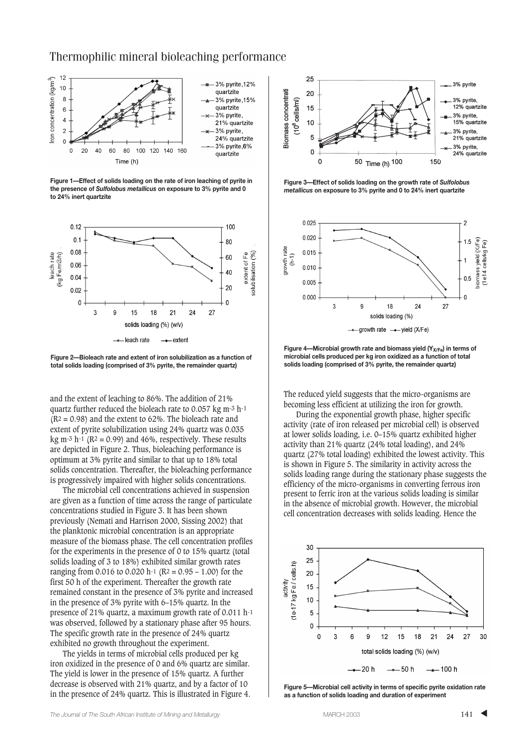Figure 1—Effect of solids loading on the rate of iron leaching of pyrite in the presence of *Sulfolobus metallicus* on exposure to 3% pyrite and 0 to 24% inert quartzite

Figure 2—Bioleach rate and extent of iron solubilization as a function of total solids loading (comprised of 3% pyrite, the remainder quartz)

Figure 3—Effect of solids loading on the growth rate of *Sulfolobus metallicus* on exposure to 3% pyrite and 0 to 24% inert quartzite

Figure 4—Microbial growth rate and biomass yield ($Y_{X/Fe}$) in terms of microbial cells produced per kg iron oxidized as a function of total solids loading (comprised of 3% pyrite, the remainder quartz)

and the extent of leaching to 86%. The addition of 21% quartz further reduced the bioleach rate to 0.057 kg $m^{-3}$ $h^{-1}$ ($R^2 = 0.98$) and the extent to 62%. The bioleach rate and extent of pyrite solubilization using 24% quartz was 0.035 kg $m^{-3}$ $h^{-1}$ ($R^2 = 0.99$) and 46%, respectively. These results are depicted in Figure 2. Thus, bioleaching performance is optimum at 3% pyrite and similar to that up to 18% total solids concentration. Thereafter, the bioleaching performance is progressively impaired with higher solids concentrations.

The microbial cell concentrations achieved in suspension are given as a function of time across the range of particulate concentrations studied in Figure 3. It has been shown previously (Nemati and Harrison 2000, Sissing 2002) that the planktonic microbial concentration is an appropriate measure of the biomass phase. The cell concentration profiles for the experiments in the presence of 0 to 15% quartz (total solids loading of 3 to 18%) exhibited similar growth rates ranging from 0.016 to 0.020 $h^{-1}$ ($R^2 = 0.95 – 1.00$) for the first 50 h of the experiment. Thereafter the growth rate remained constant in the presence of 3% pyrite and increased in the presence of 3% pyrite with 6–15% quartz. In the presence of 21% quartz, a maximum growth rate of 0.011 $h^{-1}$ was observed, followed by a stationary phase after 95 hours. The specific growth rate in the presence of 24% quartz exhibited no growth throughout the experiment.

The yields in terms of microbial cells produced per kg iron oxidized in the presence of 0 and 6% quartz are similar. The yield is lower in the presence of 15% quartz. A further decrease is observed with 21% quartz, and by a factor of 10 in the presence of 24% quartz. This is illustrated in Figure 4. The reduced yield suggests that the micro-organisms are becoming less efficient at utilizing the iron for growth.

During the exponential growth phase, higher specific activity (rate of iron released per microbial cell) is observed at lower solids loading, i.e. 0–15% quartz exhibited higher activity than 21% quartz (24% total loading), and 24% quartz (27% total loading) exhibited the lowest activity. This is shown in Figure 5. The similarity in activity across the solids loading range during the stationary phase suggests the efficiency of the micro-organisms in converting ferrous iron present to ferric iron at the various solids loading is similar in the absence of microbial growth. However, the microbial cell concentration decreases with solids loading. Hence the

Figure 5—Microbial cell activity in terms of specific pyrite oxidation rate as a function of solids loading and duration of experiment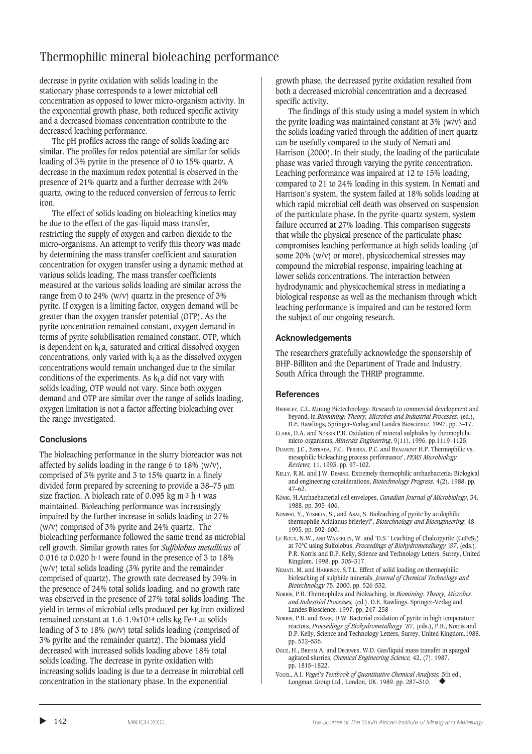decrease in pyrite oxidation with solids loading in the stationary phase corresponds to a lower microbial cell concentration as opposed to lower micro-organism activity. In the exponential growth phase, both reduced specific activity and a decreased biomass concentration contribute to the decreased leaching performance.

The pH profiles across the range of solids loading are similar. The profiles for redox potential are similar for solids loading of 3% pyrite in the presence of 0 to 15% quartz. A decrease in the maximum redox potential is observed in the presence of 21% quartz and a further decrease with 24% quartz, owing to the reduced conversion of ferrous to ferric iron.

The effect of solids loading on bioleaching kinetics may be due to the effect of the gas–liquid mass transfer, restricting the supply of oxygen and carbon dioxide to the micro-organisms. An attempt to verify this theory was made by determining the mass transfer coefficient and saturation concentration for oxygen transfer using a dynamic method at various solids loading. The mass transfer coefficients measured at the various solids loading are similar across the range from 0 to 24% (w/v) quartz in the presence of 3% pyrite. If oxygen is a limiting factor, oxygen demand will be greater than the oxygen transfer potential (OTP). As the pyrite concentration remained constant, oxygen demand in terms of pyrite solubilisation remained constant. OTP, which is dependent on $k_La$, saturated and critical dissolved oxygen concentrations, only varied with $k_La$ as the dissolved oxygen concentrations would remain unchanged due to the similar conditions of the experiments. As $k_La$ did not vary with solids loading, OTP would not vary. Since both oxygen demand and OTP are similar over the range of solids loading, oxygen limitation is not a factor affecting bioleaching over the range investigated.

### Conclusions

The bioleaching performance in the slurry bioreactor was not affected by solids loading in the range 6 to 18% (w/v), comprised of 3% pyrite and 3 to 15% quartz in a finely divided form prepared by screening to provide a 38–75 μm size fraction. A bioleach rate of 0.095 kg $m^{-3}$ $h^{-1}$ was maintained. Bioleaching performance was increasingly impaired by the further increase in solids loading to 27% (w/v) comprised of 3% pyrite and 24% quartz. The bioleaching performance followed the same trend as microbial cell growth. Similar growth rates for *Sulfolobus metallicus* of 0.016 to 0.020 $h^{-1}$ were found in the presence of 3 to 18% (w/v) total solids loading (3% pyrite and the remainder comprised of quartz). The growth rate decreased by 39% in the presence of 24% total solids loading, and no growth rate was observed in the presence of 27% total solids loading. The yield in terms of microbial cells produced per kg iron oxidized remained constant at $1.6\text{-}1.9 \times 10^{14}$ cells kg $Fe^{-1}$ at solids loading of 3 to 18% (w/v) total solids loading (comprised of 3% pyrite and the remainder quartz). The biomass yield decreased with increased solids loading above 18% total solids loading. The decrease in pyrite oxidation with increasing solids loading is due to a decrease in microbial cell concentration in the stationary phase. In the exponential growth phase, the decreased pyrite oxidation resulted from both a decreased microbial concentration and a decreased specific activity.

The findings of this study using a model system in which the pyrite loading was maintained constant at 3% (w/v) and the solids loading varied through the addition of inert quartz can be usefully compared to the study of Nemati and Harrison (2000). In their study, the loading of the particulate phase was varied through varying the pyrite concentration. Leaching performance was impaired at 12 to 15% loading, compared to 21 to 24% loading in this system. In Nemati and Harrison's system, the system failed at 18% solids loading at which rapid microbial cell death was observed on suspension of the particulate phase. In the pyrite-quartz system, system failure occurred at 27% loading. This comparison suggests that while the physical presence of the particulate phase compromises leaching performance at high solids loading (of some 20% (w/v) or more), physicochemical stresses may compound the microbial response, impairing leaching at lower solids concentrations. The interaction between hydrodynamic and physicochemical stress in mediating a biological response as well as the mechanism through which leaching performance is impaired and can be restored form the subject of our ongoing research.

### Acknowledgements

The researchers gratefully acknowledge the sponsorship of BHP-Billiton and the Department of Trade and Industry, South Africa through the THRIP programme.

### References

BRIERLEY, C.L. Mining Biotechnology: Research to commercial development and beyond, in *Biomining: Theory, Microbes and Industrial Processes,* (ed.), D.E. Rawlings, Springer-Verlag and Landes Bioscience, 1997. pp. 3–17.

CLARK, D.A. and NORRIS P.R. Oxidation of mineral sulphides by thermophilic micro-organisms, *Minerals Engineering*, 9(11), 1996. pp.1119–1125.

DUARTE, J.C., ESTRADA, P.C., PEREIRA, P.C. and BEAUMONT H.P. Thermophilic vs. mesophilic bioleaching process performance', *FEMS Microbiology Reviews,* 11. 1993. pp. 97–102.

KELLY, R.M. and J.W. DEMING, Extremely thermophilic archaebacteria: Biological and engineering considerations, *Biotechnology Progress*, 4(2). 1988. pp. 47–62.

KÖNIG, H.Archaebacterial cell envelopes, *Canadian Journal of Microbiology*, 34. 1988. pp. 395–406.

KONISHI, Y., YOSHIDA, S., and ASAI, S. Bioleaching of pyrite by acidophilic thermophile Acidianus brierleyi", *Biotechnology and Bioengineering*, 48. 1995. pp. 592–600.

LE ROUX, N.W., AND WAKERLEY, W. and 'D.S.' Leaching of Chalcopyrite ($CuFeS_2$) at 70°C using Sulfolobus, *Proceedings of Biohydrometallurgy '87*, (eds.), P.R. Norris and D.P. Kelly, Science and Technology Letters, Surrey, United Kingdom. 1998. pp. 305–317.

NEMATI, M. and HARRISON, S.T.L. Effect of solid loading on thermophilic bioleaching of sulphide minerals, *Journal of Chemical Technology and Biotechnology* 75. 2000. pp. 526-532.

NORRIS, P.R. Thermophiles and Bioleaching, in *Biomining: Theory, Microbes and Industrial Processes,* (ed.), D.E. Rawlings. Springer-Verlag and Landes Bioscience. 1997. pp. 247–258

NORRIS, P.R. and BARR, D.W. Bacterial oxidation of pyrite in high temperature reactors, *Proceedings of Biohydrometallurgy '87*, (eds.), P.R., Norris and D.P. Kelly, Science and Technology Letters, Surrey, United Kingdom.1988. pp. 532–536.

OGUZ, H., BREHM A. and DECKWER, W.D. Gas/liquid mass transfer in sparged agitated slurries, *Chemical Engineering Science,* 42, (7). 1987. pp. 1815–1822.

VOGEL, A.I. *Vogel's Textbook of Quantitative Chemical Analysis,* 5th ed., Longman Group Ltd., London, UK. 1989. pp. 287–310.